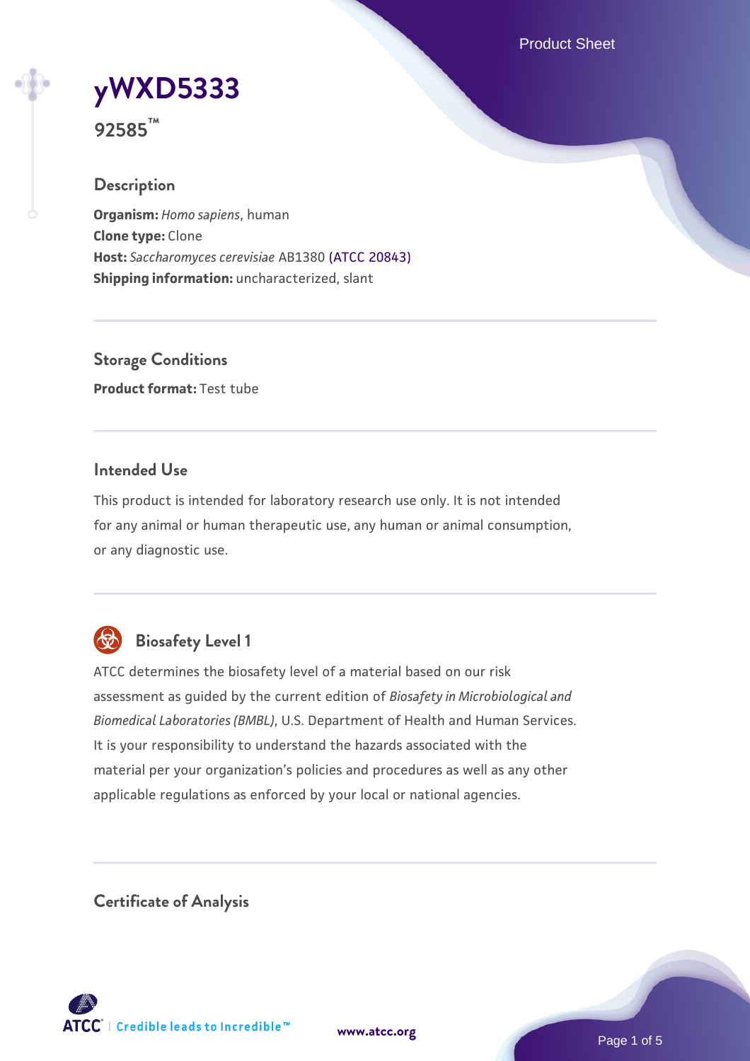# yWXD5333

**92585™**

## Description

**Organism:** *Homo sapiens*, human
**Clone type:** Clone
**Host:** *Saccharomyces cerevisiae* AB1380 (ATCC 20843)
**Shipping information:** uncharacterized, slant

## Storage Conditions

**Product format:** Test tube

## Intended Use

This product is intended for laboratory research use only. It is not intended for any animal or human therapeutic use, any human or animal consumption, or any diagnostic use.

## Biosafety Level 1

ATCC determines the biosafety level of a material based on our risk assessment as guided by the current edition of *Biosafety in Microbiological and Biomedical Laboratories (BMBL)*, U.S. Department of Health and Human Services. It is your responsibility to understand the hazards associated with the material per your organization's policies and procedures as well as any other applicable regulations as enforced by your local or national agencies.

## Certificate of Analysis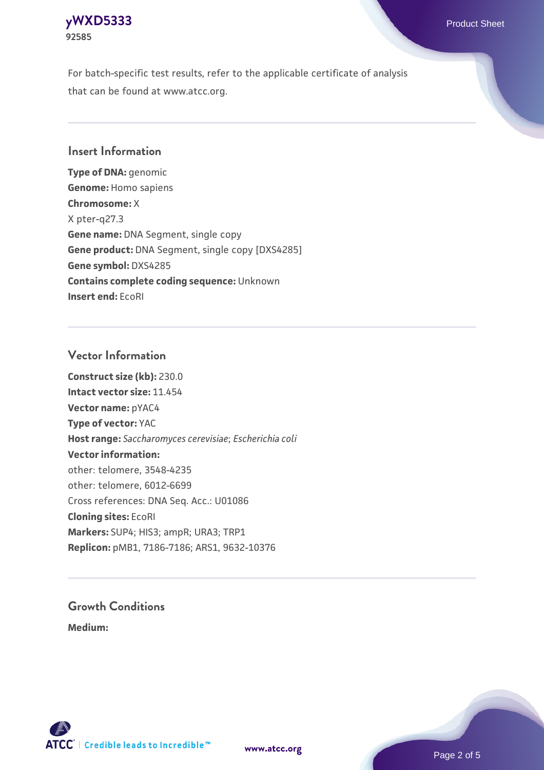For batch-specific test results, refer to the applicable certificate of analysis that can be found at www.atcc.org.

## Insert Information

**Type of DNA:** genomic
**Genome:** Homo sapiens
**Chromosome:** X
X pter-q27.3
**Gene name:** DNA Segment, single copy
**Gene product:** DNA Segment, single copy [DXS4285]
**Gene symbol:** DXS4285
**Contains complete coding sequence:** Unknown
**Insert end:** EcoRI

## Vector Information

**Construct size (kb):** 230.0
**Intact vector size:** 11.454
**Vector name:** pYAC4
**Type of vector:** YAC
**Host range:** *Saccharomyces cerevisiae*; *Escherichia coli*
**Vector information:**
other: telomere, 3548-4235
other: telomere, 6012-6699
Cross references: DNA Seq. Acc.: U01086
**Cloning sites:** EcoRI
**Markers:** SUP4; HIS3; ampR; URA3; TRP1
**Replicon:** pMB1, 7186-7186; ARS1, 9632-10376

## Growth Conditions

**Medium:**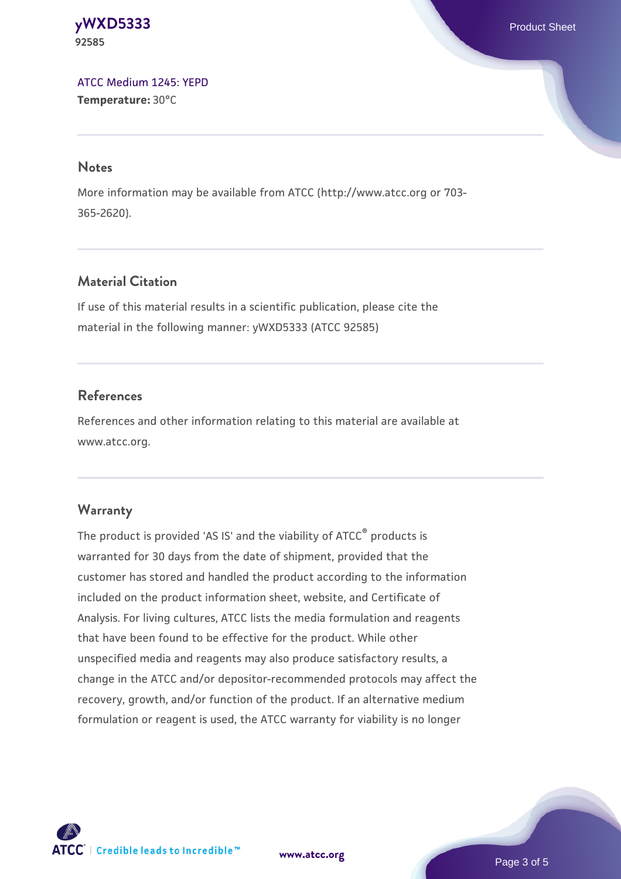[ATCC Medium 1245: YEPD](#)
**Temperature:** 30°C

## Notes

More information may be available from ATCC (http://www.atcc.org or 703-365-2620).

## Material Citation

If use of this material results in a scientific publication, please cite the material in the following manner: yWXD5333 (ATCC 92585)

## References

References and other information relating to this material are available at www.atcc.org.

## Warranty

The product is provided 'AS IS' and the viability of ATCC® products is warranted for 30 days from the date of shipment, provided that the customer has stored and handled the product according to the information included on the product information sheet, website, and Certificate of Analysis. For living cultures, ATCC lists the media formulation and reagents that have been found to be effective for the product. While other unspecified media and reagents may also produce satisfactory results, a change in the ATCC and/or depositor-recommended protocols may affect the recovery, growth, and/or function of the product. If an alternative medium formulation or reagent is used, the ATCC warranty for viability is no longer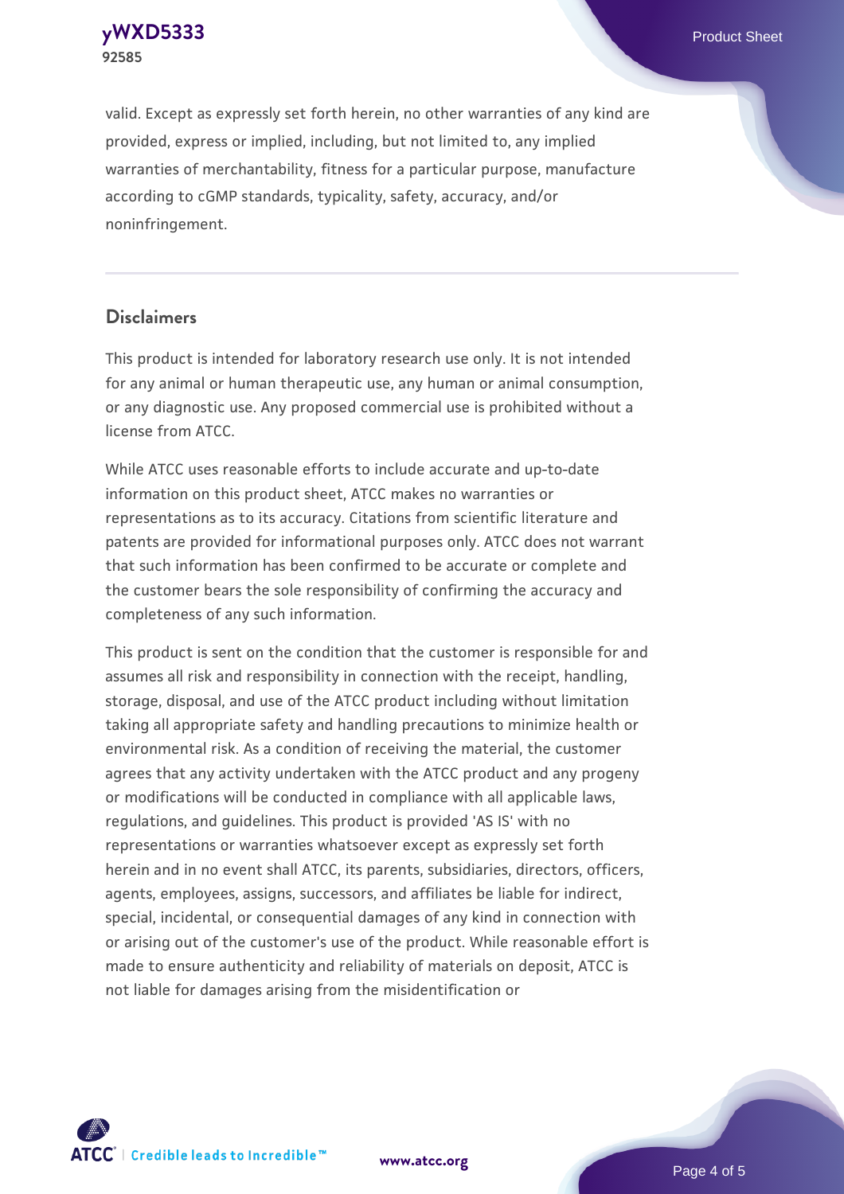valid. Except as expressly set forth herein, no other warranties of any kind are provided, express or implied, including, but not limited to, any implied warranties of merchantability, fitness for a particular purpose, manufacture according to cGMP standards, typicality, safety, accuracy, and/or noninfringement.

## Disclaimers

This product is intended for laboratory research use only. It is not intended for any animal or human therapeutic use, any human or animal consumption, or any diagnostic use. Any proposed commercial use is prohibited without a license from ATCC.

While ATCC uses reasonable efforts to include accurate and up-to-date information on this product sheet, ATCC makes no warranties or representations as to its accuracy. Citations from scientific literature and patents are provided for informational purposes only. ATCC does not warrant that such information has been confirmed to be accurate or complete and the customer bears the sole responsibility of confirming the accuracy and completeness of any such information.

This product is sent on the condition that the customer is responsible for and assumes all risk and responsibility in connection with the receipt, handling, storage, disposal, and use of the ATCC product including without limitation taking all appropriate safety and handling precautions to minimize health or environmental risk. As a condition of receiving the material, the customer agrees that any activity undertaken with the ATCC product and any progeny or modifications will be conducted in compliance with all applicable laws, regulations, and guidelines. This product is provided 'AS IS' with no representations or warranties whatsoever except as expressly set forth herein and in no event shall ATCC, its parents, subsidiaries, directors, officers, agents, employees, assigns, successors, and affiliates be liable for indirect, special, incidental, or consequential damages of any kind in connection with or arising out of the customer's use of the product. While reasonable effort is made to ensure authenticity and reliability of materials on deposit, ATCC is not liable for damages arising from the misidentification or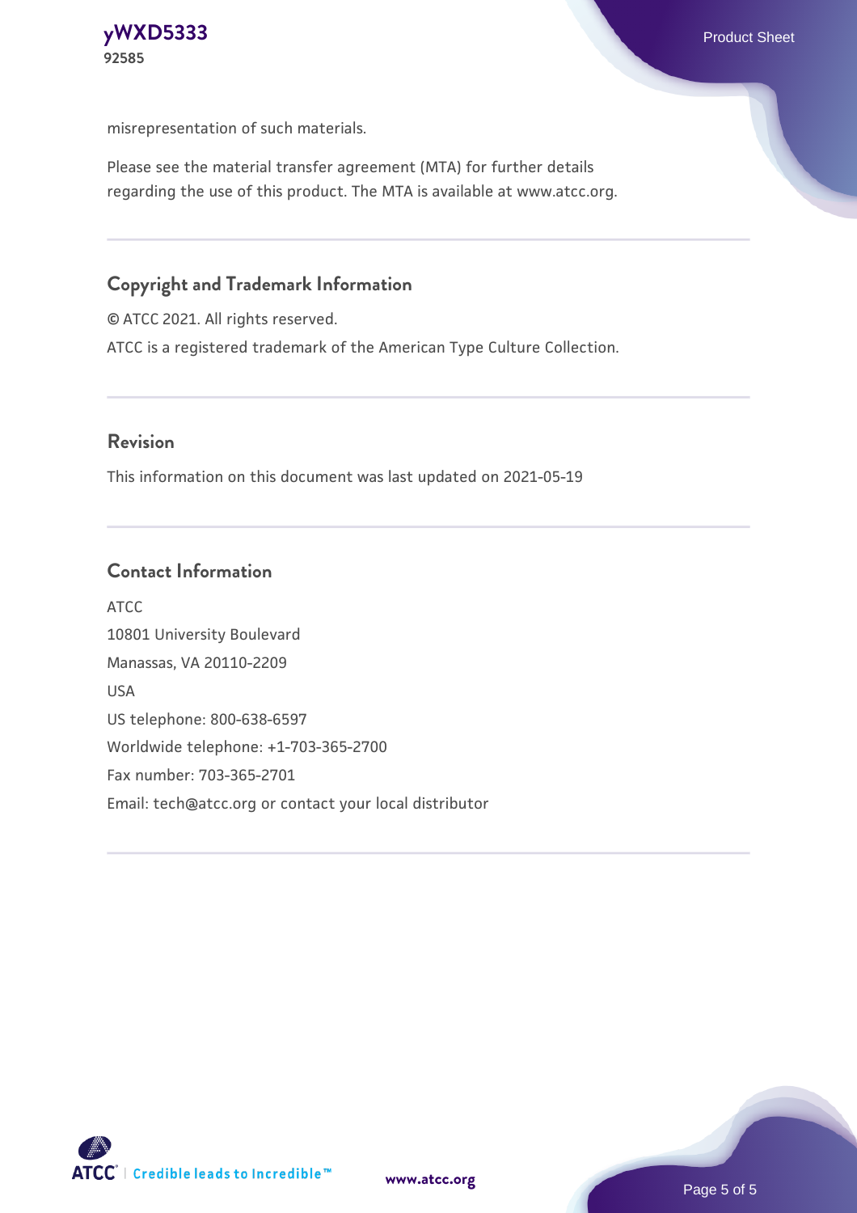misrepresentation of such materials.

Please see the material transfer agreement (MTA) for further details regarding the use of this product. The MTA is available at www.atcc.org.

## Copyright and Trademark Information

© ATCC 2021. All rights reserved.

ATCC is a registered trademark of the American Type Culture Collection.

## Revision

This information on this document was last updated on 2021-05-19

## Contact Information

ATCC
10801 University Boulevard
Manassas, VA 20110-2209
USA
US telephone: 800-638-6597
Worldwide telephone: +1-703-365-2700
Fax number: 703-365-2701
Email: tech@atcc.org or contact your local distributor